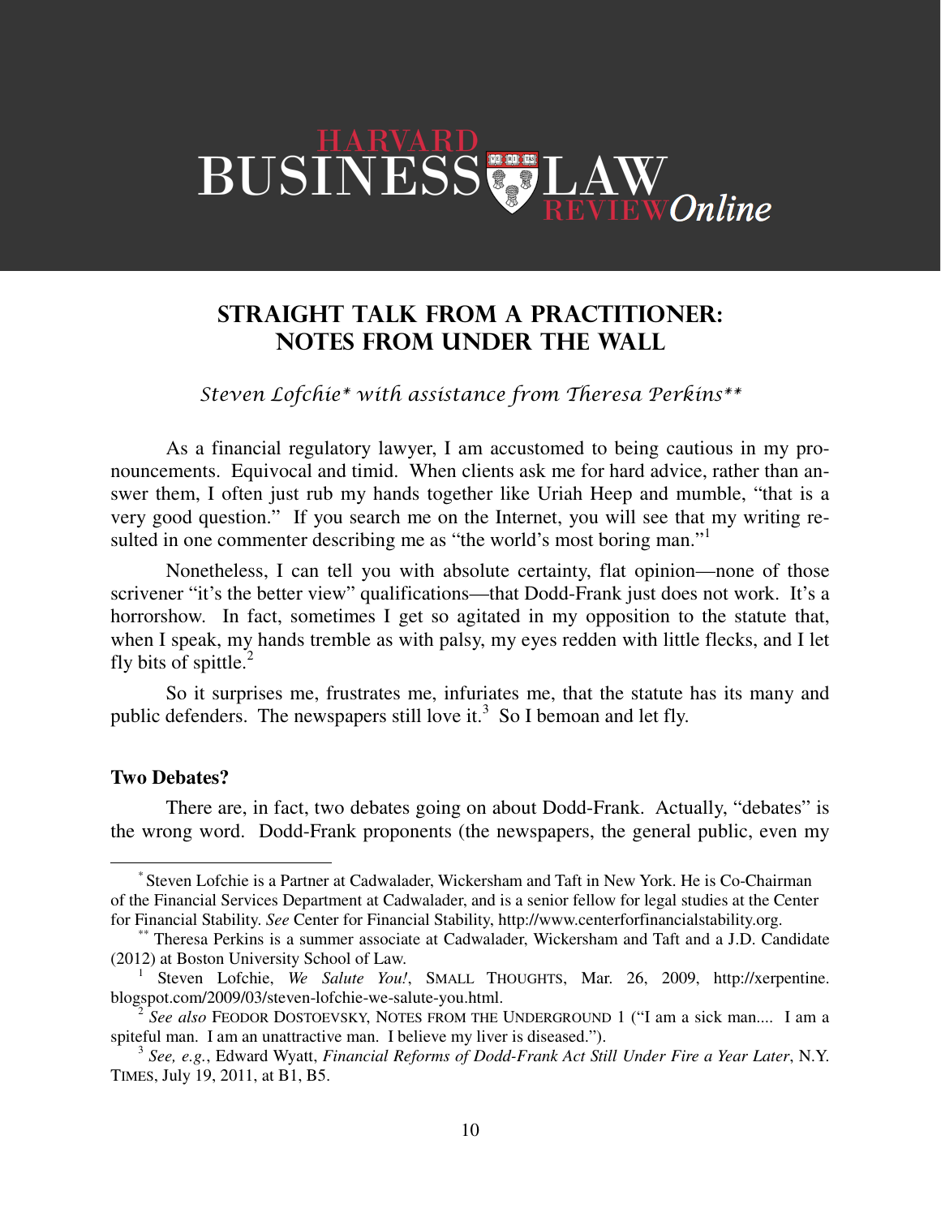# STRAIGHT TALK FROM A PRACTITIONER: NOTES FROM UNDER THE WALL

*Steven Lofchie\* with assistance from Theresa Perkins\*\**

As a financial regulatory lawyer, I am accustomed to being cautious in my pronouncements. Equivocal and timid. When clients ask me for hard advice, rather than answer them, I often just rub my hands together like Uriah Heep and mumble, "that is a very good question." If you search me on the Internet, you will see that my writing resulted in one commenter describing me as "the world's most boring man."[1]

Nonetheless, I can tell you with absolute certainty, flat opinion—none of those scrivener "it's the better view" qualifications—that Dodd-Frank just does not work. It's a horrorshow. In fact, sometimes I get so agitated in my opposition to the statute that, when I speak, my hands tremble as with palsy, my eyes redden with little flecks, and I let fly bits of spittle.[2]

So it surprises me, frustrates me, infuriates me, that the statute has its many and public defenders. The newspapers still love it.[3] So I bemoan and let fly.

**Two Debates?**

There are, in fact, two debates going on about Dodd-Frank. Actually, "debates" is the wrong word. Dodd-Frank proponents (the newspapers, the general public, even my

---

\* Steven Lofchie is a Partner at Cadwalader, Wickersham and Taft in New York. He is Co-Chairman of the Financial Services Department at Cadwalader, and is a senior fellow for legal studies at the Center for Financial Stability. *See* Center for Financial Stability, http://www.centerforfinancialstability.org.

\*\* Theresa Perkins is a summer associate at Cadwalader, Wickersham and Taft and a J.D. Candidate (2012) at Boston University School of Law.

[1] Steven Lofchie, *We Salute You!*, SMALL THOUGHTS, Mar. 26, 2009, http://xerpentine.blogspot.com/2009/03/steven-lofchie-we-salute-you.html.

[2] *See also* FEODOR DOSTOEVSKY, NOTES FROM THE UNDERGROUND 1 ("I am a sick man.... I am a spiteful man. I am an unattractive man. I believe my liver is diseased.").

[3] *See, e.g.*, Edward Wyatt, *Financial Reforms of Dodd-Frank Act Still Under Fire a Year Later*, N.Y. TIMES, July 19, 2011, at B1, B5.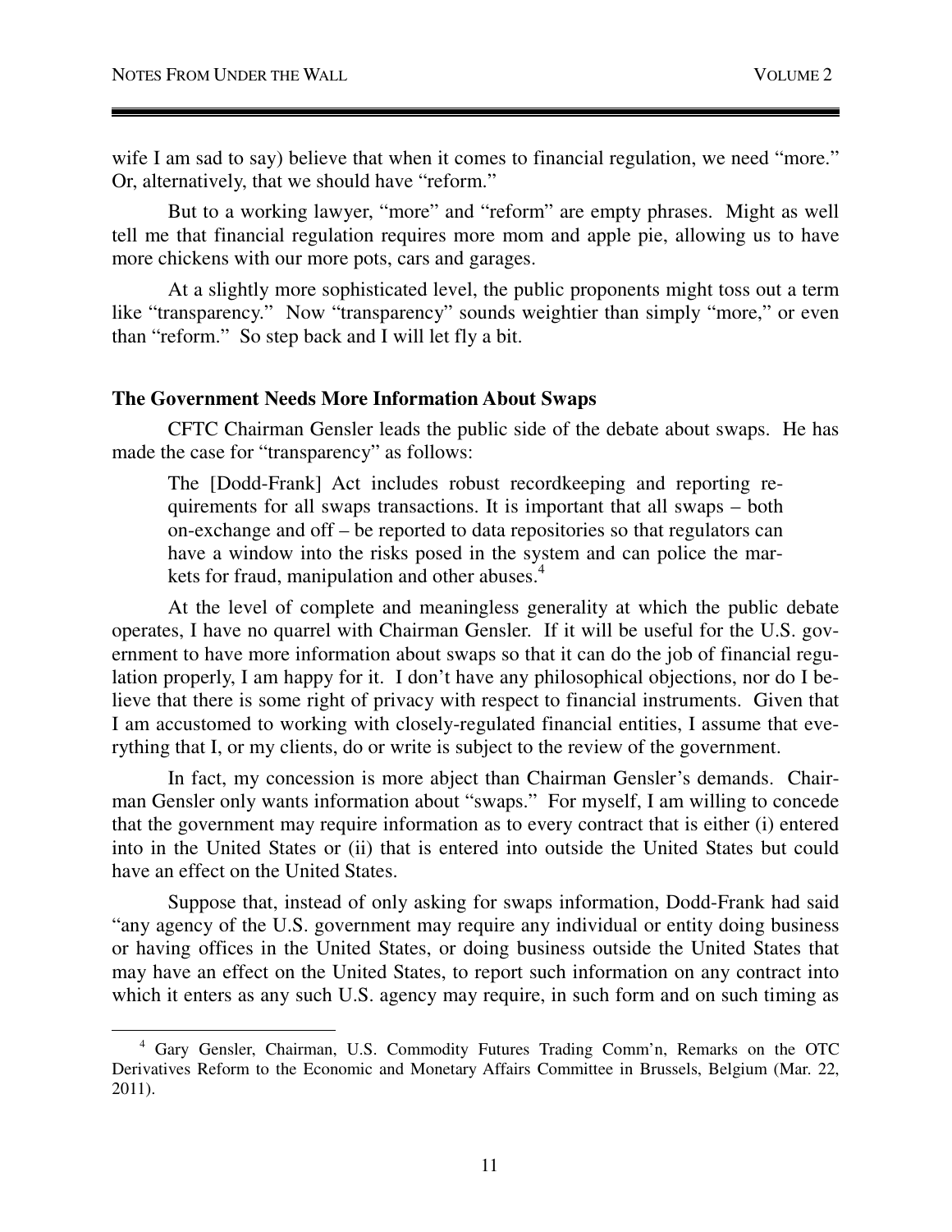wife I am sad to say) believe that when it comes to financial regulation, we need "more." Or, alternatively, that we should have "reform."

But to a working lawyer, "more" and "reform" are empty phrases. Might as well tell me that financial regulation requires more mom and apple pie, allowing us to have more chickens with our more pots, cars and garages.

At a slightly more sophisticated level, the public proponents might toss out a term like "transparency." Now "transparency" sounds weightier than simply "more," or even than "reform." So step back and I will let fly a bit.

### The Government Needs More Information About Swaps

CFTC Chairman Gensler leads the public side of the debate about swaps. He has made the case for "transparency" as follows:

> The [Dodd-Frank] Act includes robust recordkeeping and reporting requirements for all swaps transactions. It is important that all swaps – both on-exchange and off – be reported to data repositories so that regulators can have a window into the risks posed in the system and can police the markets for fraud, manipulation and other abuses.[4]

At the level of complete and meaningless generality at which the public debate operates, I have no quarrel with Chairman Gensler. If it will be useful for the U.S. government to have more information about swaps so that it can do the job of financial regulation properly, I am happy for it. I don't have any philosophical objections, nor do I believe that there is some right of privacy with respect to financial instruments. Given that I am accustomed to working with closely-regulated financial entities, I assume that everything that I, or my clients, do or write is subject to the review of the government.

In fact, my concession is more abject than Chairman Gensler's demands. Chairman Gensler only wants information about "swaps." For myself, I am willing to concede that the government may require information as to every contract that is either (i) entered into in the United States or (ii) that is entered into outside the United States but could have an effect on the United States.

Suppose that, instead of only asking for swaps information, Dodd-Frank had said "any agency of the U.S. government may require any individual or entity doing business or having offices in the United States, or doing business outside the United States that may have an effect on the United States, to report such information on any contract into which it enters as any such U.S. agency may require, in such form and on such timing as

---

[4] Gary Gensler, Chairman, U.S. Commodity Futures Trading Comm'n, Remarks on the OTC Derivatives Reform to the Economic and Monetary Affairs Committee in Brussels, Belgium (Mar. 22, 2011).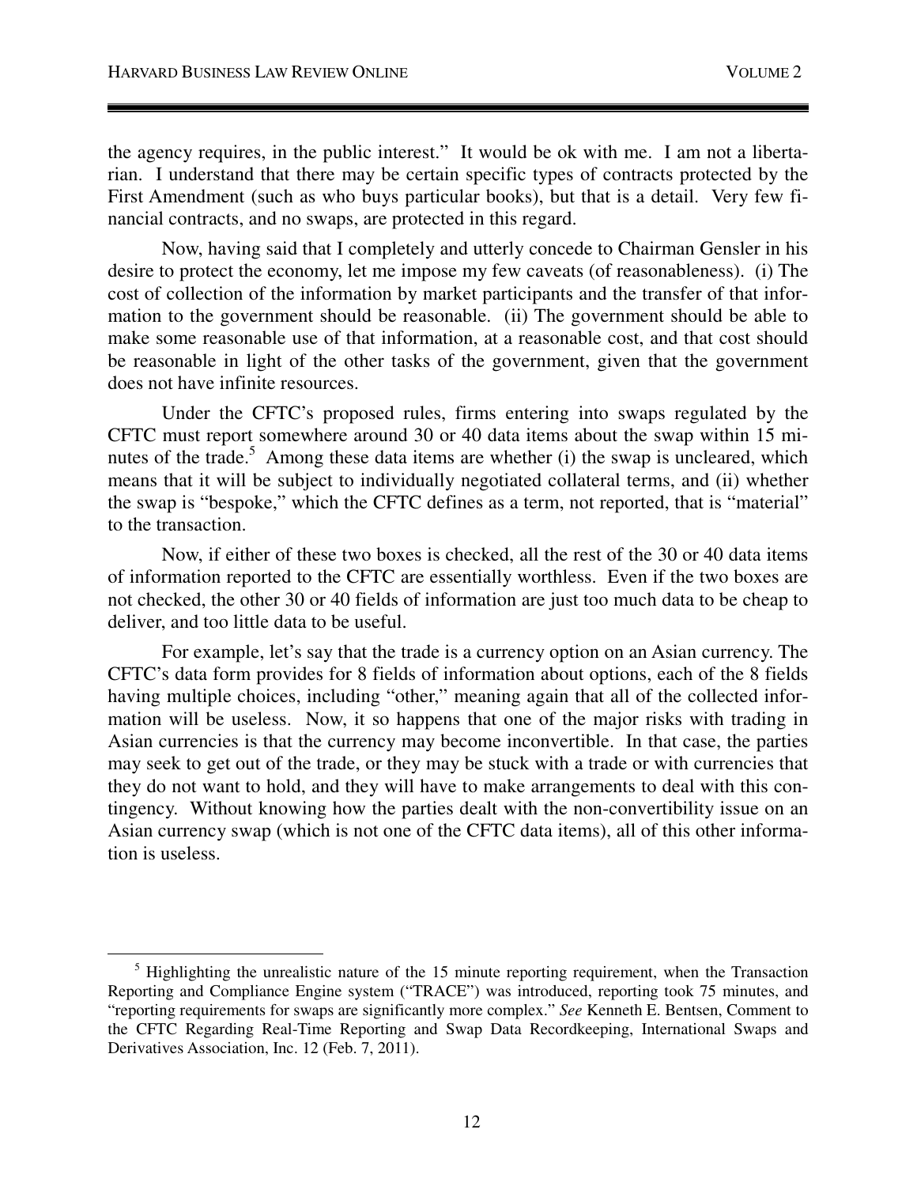the agency requires, in the public interest." It would be ok with me. I am not a libertarian. I understand that there may be certain specific types of contracts protected by the First Amendment (such as who buys particular books), but that is a detail. Very few financial contracts, and no swaps, are protected in this regard.

Now, having said that I completely and utterly concede to Chairman Gensler in his desire to protect the economy, let me impose my few caveats (of reasonableness). (i) The cost of collection of the information by market participants and the transfer of that information to the government should be reasonable. (ii) The government should be able to make some reasonable use of that information, at a reasonable cost, and that cost should be reasonable in light of the other tasks of the government, given that the government does not have infinite resources.

Under the CFTC's proposed rules, firms entering into swaps regulated by the CFTC must report somewhere around 30 or 40 data items about the swap within 15 minutes of the trade.[5] Among these data items are whether (i) the swap is uncleared, which means that it will be subject to individually negotiated collateral terms, and (ii) whether the swap is "bespoke," which the CFTC defines as a term, not reported, that is "material" to the transaction.

Now, if either of these two boxes is checked, all the rest of the 30 or 40 data items of information reported to the CFTC are essentially worthless. Even if the two boxes are not checked, the other 30 or 40 fields of information are just too much data to be cheap to deliver, and too little data to be useful.

For example, let's say that the trade is a currency option on an Asian currency. The CFTC's data form provides for 8 fields of information about options, each of the 8 fields having multiple choices, including "other," meaning again that all of the collected information will be useless. Now, it so happens that one of the major risks with trading in Asian currencies is that the currency may become inconvertible. In that case, the parties may seek to get out of the trade, or they may be stuck with a trade or with currencies that they do not want to hold, and they will have to make arrangements to deal with this contingency. Without knowing how the parties dealt with the non-convertibility issue on an Asian currency swap (which is not one of the CFTC data items), all of this other information is useless.

[5] Highlighting the unrealistic nature of the 15 minute reporting requirement, when the Transaction Reporting and Compliance Engine system ("TRACE") was introduced, reporting took 75 minutes, and "reporting requirements for swaps are significantly more complex." *See* Kenneth E. Bentsen, Comment to the CFTC Regarding Real-Time Reporting and Swap Data Recordkeeping, International Swaps and Derivatives Association, Inc. 12 (Feb. 7, 2011).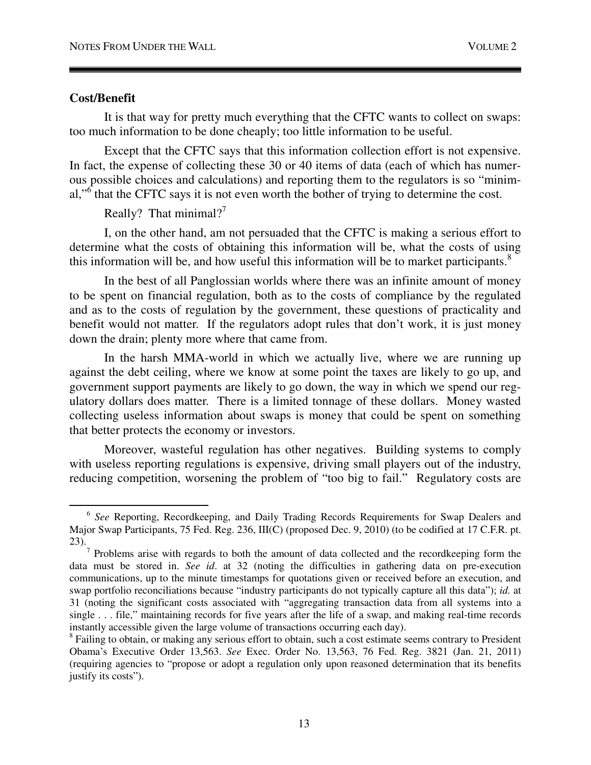**Cost/Benefit**

It is that way for pretty much everything that the CFTC wants to collect on swaps: too much information to be done cheaply; too little information to be useful.

Except that the CFTC says that this information collection effort is not expensive. In fact, the expense of collecting these 30 or 40 items of data (each of which has numerous possible choices and calculations) and reporting them to the regulators is so "minimal,"[6] that the CFTC says it is not even worth the bother of trying to determine the cost.

Really? That minimal?[7]

I, on the other hand, am not persuaded that the CFTC is making a serious effort to determine what the costs of obtaining this information will be, what the costs of using this information will be, and how useful this information will be to market participants.[8]

In the best of all Panglossian worlds where there was an infinite amount of money to be spent on financial regulation, both as to the costs of compliance by the regulated and as to the costs of regulation by the government, these questions of practicality and benefit would not matter. If the regulators adopt rules that don't work, it is just money down the drain; plenty more where that came from.

In the harsh MMA-world in which we actually live, where we are running up against the debt ceiling, where we know at some point the taxes are likely to go up, and government support payments are likely to go down, the way in which we spend our regulatory dollars does matter. There is a limited tonnage of these dollars. Money wasted collecting useless information about swaps is money that could be spent on something that better protects the economy or investors.

Moreover, wasteful regulation has other negatives. Building systems to comply with useless reporting regulations is expensive, driving small players out of the industry, reducing competition, worsening the problem of "too big to fail." Regulatory costs are

---

[6] *See* Reporting, Recordkeeping, and Daily Trading Records Requirements for Swap Dealers and Major Swap Participants, 75 Fed. Reg. 236, III(C) (proposed Dec. 9, 2010) (to be codified at 17 C.F.R. pt. 23).

[7] Problems arise with regards to both the amount of data collected and the recordkeeping form the data must be stored in. *See id*. at 32 (noting the difficulties in gathering data on pre-execution communications, up to the minute timestamps for quotations given or received before an execution, and swap portfolio reconciliations because "industry participants do not typically capture all this data"); *id.* at 31 (noting the significant costs associated with "aggregating transaction data from all systems into a single . . . file," maintaining records for five years after the life of a swap, and making real-time records instantly accessible given the large volume of transactions occurring each day).

[8] Failing to obtain, or making any serious effort to obtain, such a cost estimate seems contrary to President Obama's Executive Order 13,563. *See* Exec. Order No. 13,563, 76 Fed. Reg. 3821 (Jan. 21, 2011) (requiring agencies to "propose or adopt a regulation only upon reasoned determination that its benefits justify its costs").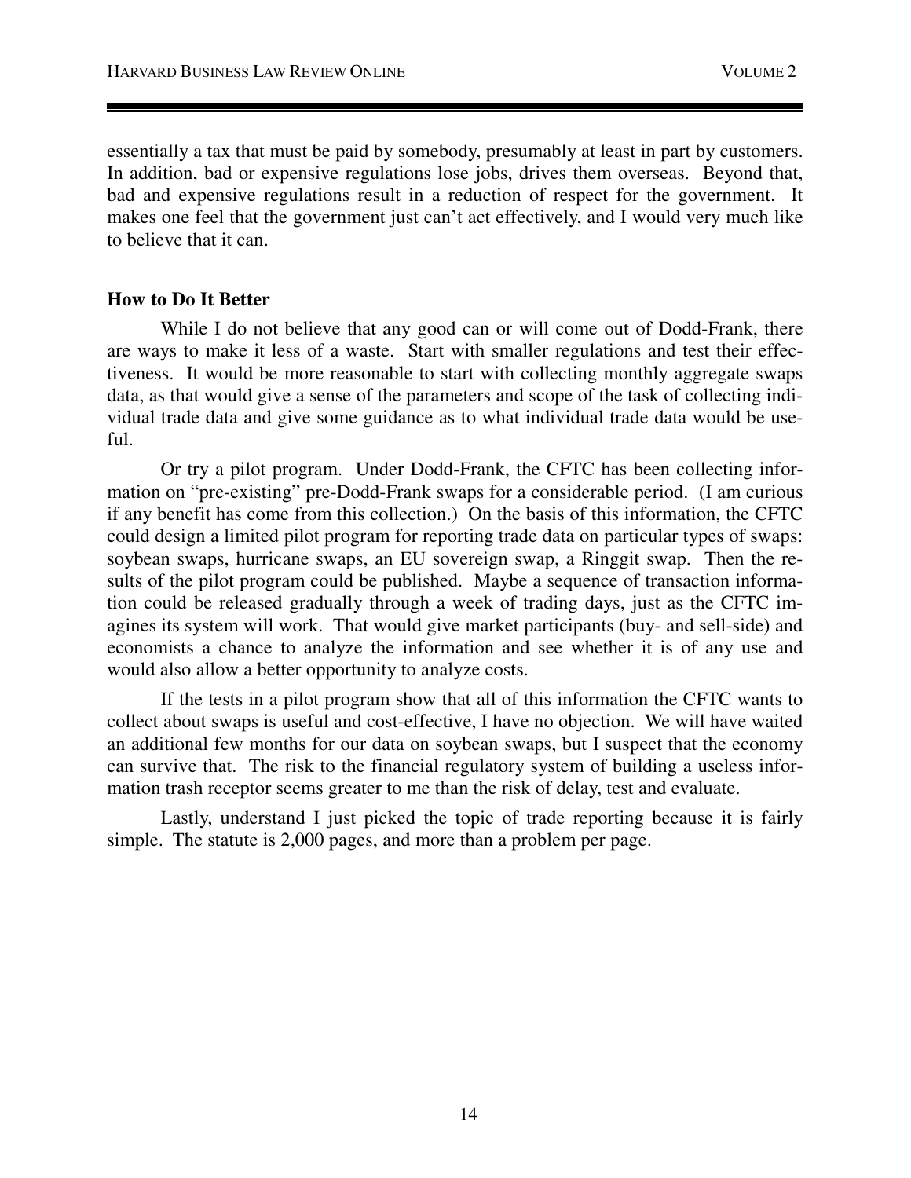essentially a tax that must be paid by somebody, presumably at least in part by customers. In addition, bad or expensive regulations lose jobs, drives them overseas. Beyond that, bad and expensive regulations result in a reduction of respect for the government. It makes one feel that the government just can't act effectively, and I would very much like to believe that it can.

## How to Do It Better

While I do not believe that any good can or will come out of Dodd-Frank, there are ways to make it less of a waste. Start with smaller regulations and test their effectiveness. It would be more reasonable to start with collecting monthly aggregate swaps data, as that would give a sense of the parameters and scope of the task of collecting individual trade data and give some guidance as to what individual trade data would be useful.

Or try a pilot program. Under Dodd-Frank, the CFTC has been collecting information on "pre-existing" pre-Dodd-Frank swaps for a considerable period. (I am curious if any benefit has come from this collection.) On the basis of this information, the CFTC could design a limited pilot program for reporting trade data on particular types of swaps: soybean swaps, hurricane swaps, an EU sovereign swap, a Ringgit swap. Then the results of the pilot program could be published. Maybe a sequence of transaction information could be released gradually through a week of trading days, just as the CFTC imagines its system will work. That would give market participants (buy- and sell-side) and economists a chance to analyze the information and see whether it is of any use and would also allow a better opportunity to analyze costs.

If the tests in a pilot program show that all of this information the CFTC wants to collect about swaps is useful and cost-effective, I have no objection. We will have waited an additional few months for our data on soybean swaps, but I suspect that the economy can survive that. The risk to the financial regulatory system of building a useless information trash receptor seems greater to me than the risk of delay, test and evaluate.

Lastly, understand I just picked the topic of trade reporting because it is fairly simple. The statute is 2,000 pages, and more than a problem per page.